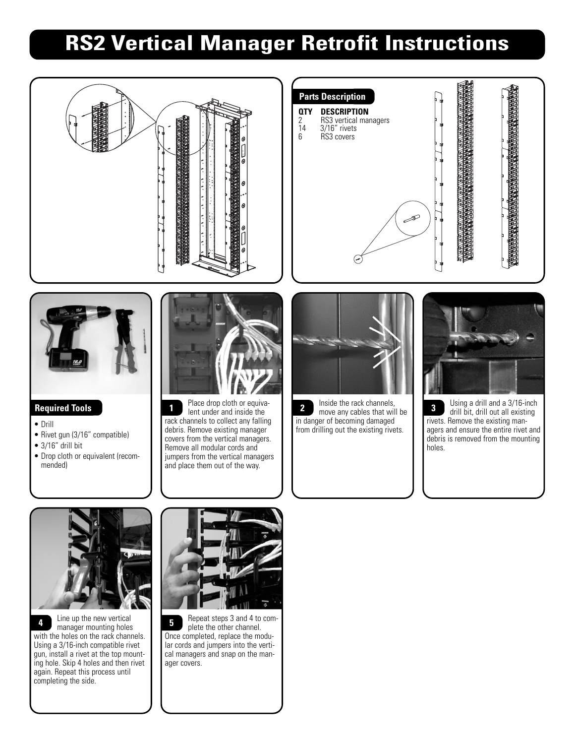# RS2 Vertical Manager Retrofit Instructions

## Parts Description

| QTY | DESCRIPTION |
|---|---|
| 2 | RS3 vertical managers |
| 14 | 3/16" rivets |
| 6 | RS3 covers |

## Required Tools

- Drill
- Rivet gun (3/16" compatible)
- 3/16" drill bit
- Drop cloth or equivalent (recommended)

**1** Place drop cloth or equivalent under and inside the rack channels to collect any falling debris. Remove existing manager covers from the vertical managers. Remove all modular cords and jumpers from the vertical managers and place them out of the way.

**2** Inside the rack channels, move any cables that will be in danger of becoming damaged from drilling out the existing rivets.

**3** Using a drill and a 3/16-inch drill bit, drill out all existing rivets. Remove the existing managers and ensure the entire rivet and debris is removed from the mounting holes.

**4** Line up the new vertical manager mounting holes with the holes on the rack channels. Using a 3/16-inch compatible rivet gun, install a rivet at the top mounting hole. Skip 4 holes and then rivet again. Repeat this process until completing the side.

**5** Repeat steps 3 and 4 to complete the other channel. Once completed, replace the modular cords and jumpers into the vertical managers and snap on the manager covers.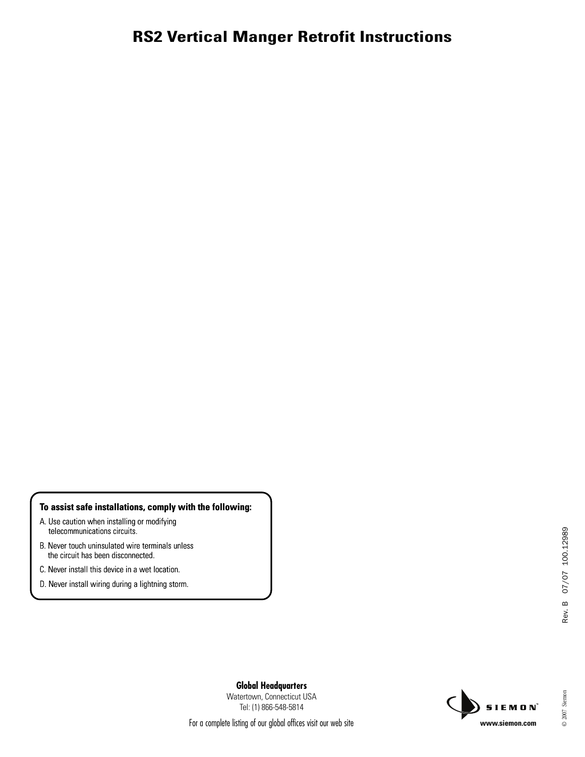# RS2 Vertical Manger Retrofit Instructions

**To assist safe installations, comply with the following:**

A. Use caution when installing or modifying telecommunications circuits.

B. Never touch uninsulated wire terminals unless the circuit has been disconnected.

C. Never install this device in a wet location.

D. Never install wiring during a lightning storm.

Rev. B 07/07 100.12989

**Global Headquarters**

Watertown, Connecticut USA

Tel: (1) 866-548-5814

For a complete listing of our global offices visit our web site

SIEMON

www.siemon.com

© 2007 Siemon